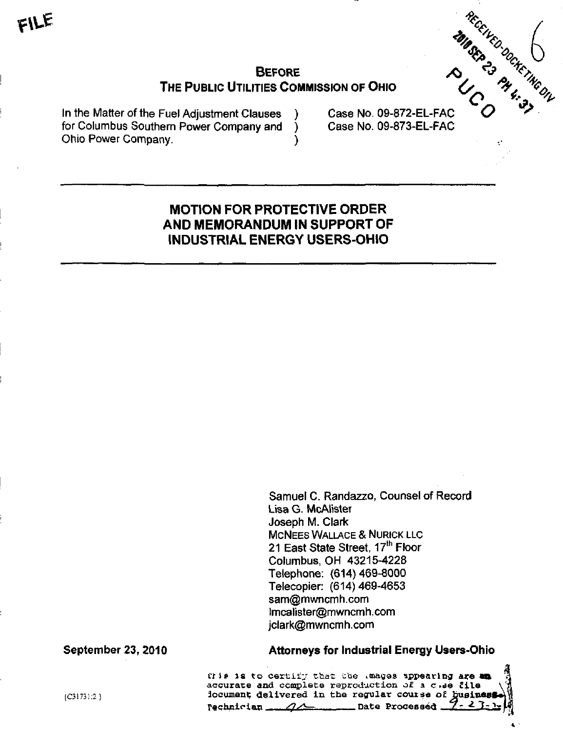FILE

RECEIVED-DOCKETING DIV

2010 SEP 23 PM 4:37

PUCO

**BEFORE**
**THE PUBLIC UTILITIES COMMISSION OF OHIO**

| | | |
|---|---|---|
| In the Matter of the Fuel Adjustment Clauses for Columbus Southern Power Company and Ohio Power Company. | ) ) ) | Case No. 09-872-EL-FAC Case No. 09-873-EL-FAC |

# MOTION FOR PROTECTIVE ORDER AND MEMORANDUM IN SUPPORT OF INDUSTRIAL ENERGY USERS-OHIO

Samuel C. Randazzo, Counsel of Record
Lisa G. McAlister
Joseph M. Clark
McNEES WALLACE & NURICK LLC
21 East State Street, 17th Floor
Columbus, OH 43215-4228
Telephone: (614) 469-8000
Telecopier: (614) 469-4653
sam@mwncmh.com
lmcalister@mwncmh.com
jclark@mwncmh.com

**September 23, 2010**

**Attorneys for Industrial Energy Users-Ohio**

{C31731:2 }

This is to certify that the images appearing are an accurate and complete reproduction of a case file document delivered in the regular course of business. Technician ___ Date Processed 9-23-10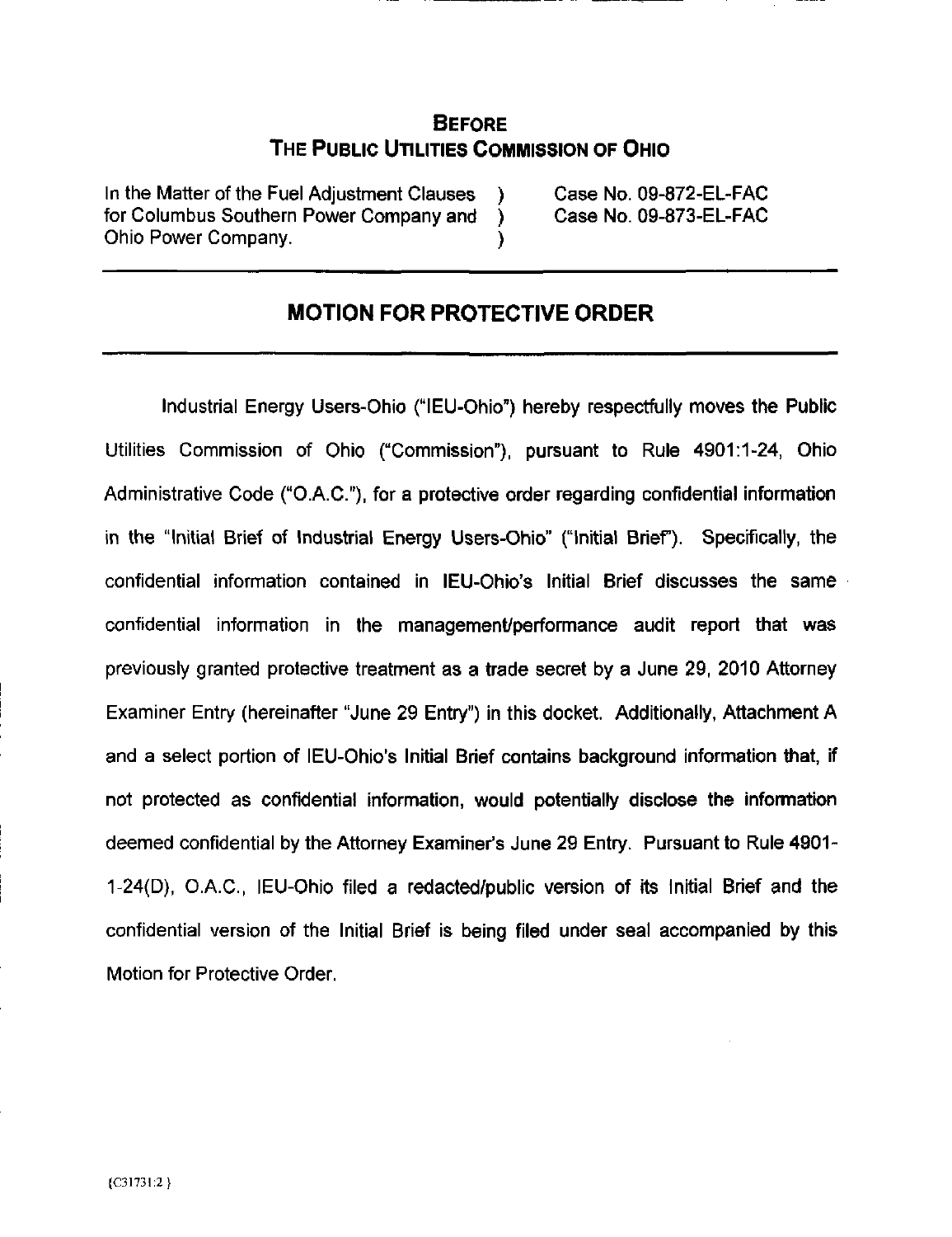**BEFORE**
**THE PUBLIC UTILITIES COMMISSION OF OHIO**

| | | |
|---|---|---|
| In the Matter of the Fuel Adjustment Clauses for Columbus Southern Power Company and Ohio Power Company. | ) ) ) | Case No. 09-872-EL-FAC Case No. 09-873-EL-FAC |

## MOTION FOR PROTECTIVE ORDER

Industrial Energy Users-Ohio ("IEU-Ohio") hereby respectfully moves the Public Utilities Commission of Ohio ("Commission"), pursuant to Rule 4901:1-24, Ohio Administrative Code ("O.A.C."), for a protective order regarding confidential information in the "Initial Brief of Industrial Energy Users-Ohio" ("Initial Brief"). Specifically, the confidential information contained in IEU-Ohio's Initial Brief discusses the same confidential information in the management/performance audit report that was previously granted protective treatment as a trade secret by a June 29, 2010 Attorney Examiner Entry (hereinafter "June 29 Entry") in this docket. Additionally, Attachment A and a select portion of IEU-Ohio's Initial Brief contains background information that, if not protected as confidential information, would potentially disclose the information deemed confidential by the Attorney Examiner's June 29 Entry. Pursuant to Rule 4901-1-24(D), O.A.C., IEU-Ohio filed a redacted/public version of its Initial Brief and the confidential version of the Initial Brief is being filed under seal accompanied by this Motion for Protective Order.

{C31731:2 }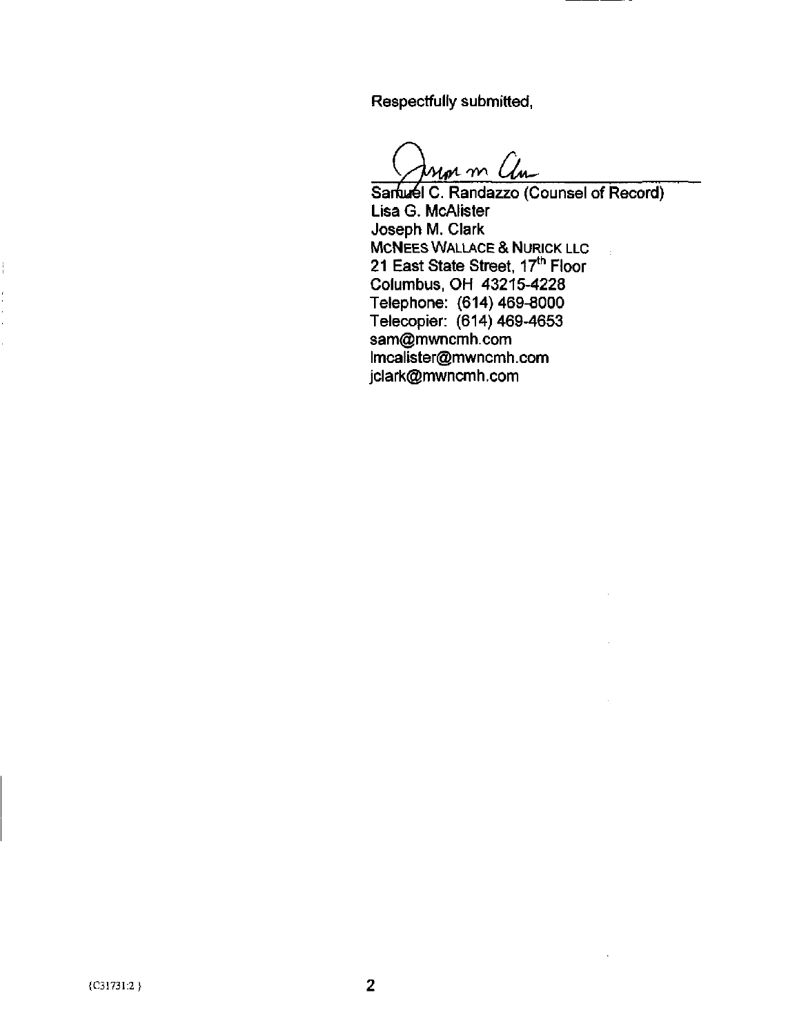Respectfully submitted,

Samuel C. Randazzo (Counsel of Record)
Lisa G. McAlister
Joseph M. Clark
McNEES WALLACE & NURICK LLC
21 East State Street, 17th Floor
Columbus, OH 43215-4228
Telephone: (614) 469-8000
Telecopier: (614) 469-4653
sam@mwncmh.com
lmcalister@mwncmh.com
jclark@mwncmh.com

{C31731:2 }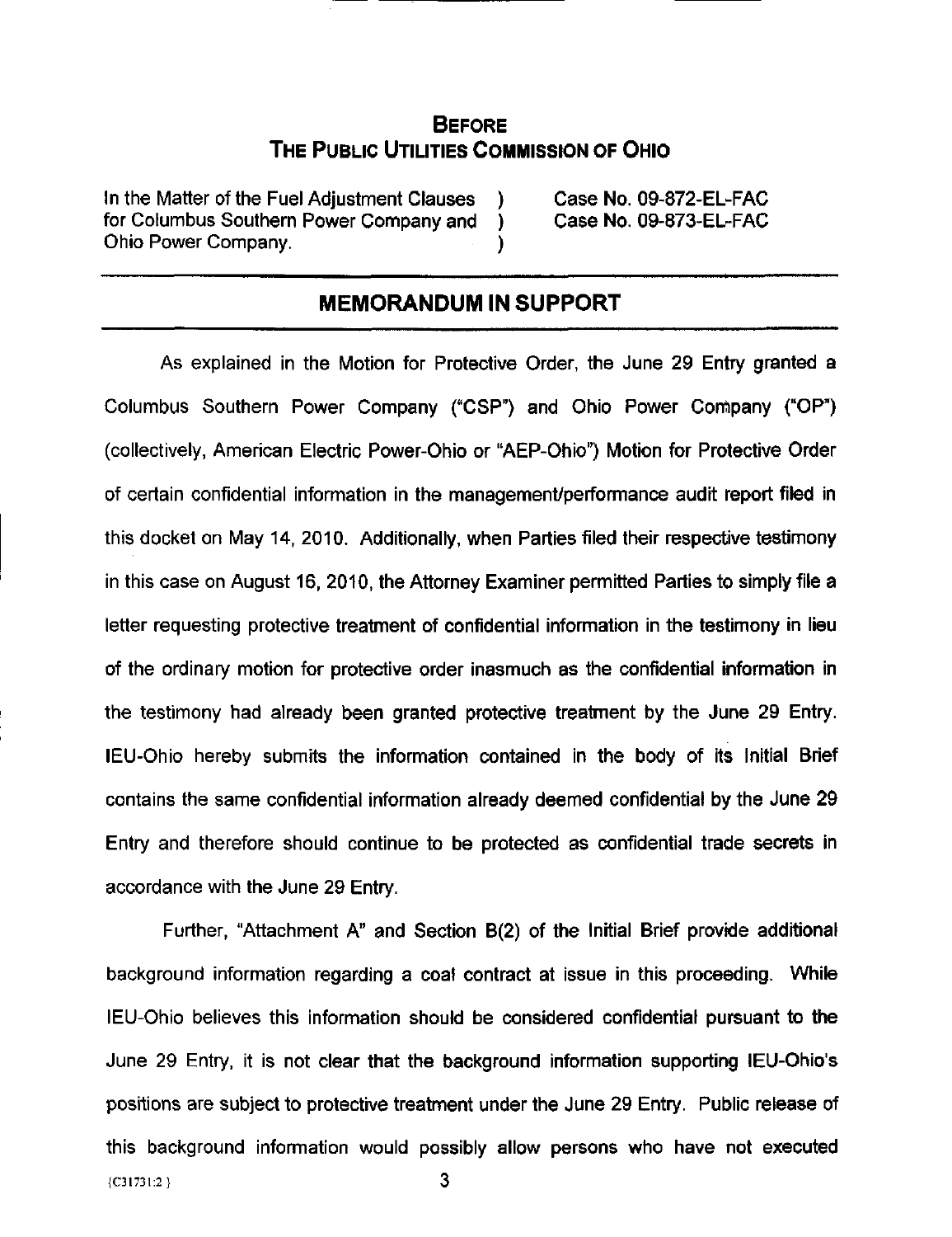## BEFORE
## THE PUBLIC UTILITIES COMMISSION OF OHIO

| | | |
|---|---|---|
| In the Matter of the Fuel Adjustment Clauses for Columbus Southern Power Company and Ohio Power Company. | ) ) ) | Case No. 09-872-EL-FAC Case No. 09-873-EL-FAC |

## MEMORANDUM IN SUPPORT

As explained in the Motion for Protective Order, the June 29 Entry granted a Columbus Southern Power Company ("CSP") and Ohio Power Company ("OP") (collectively, American Electric Power-Ohio or "AEP-Ohio") Motion for Protective Order of certain confidential information in the management/performance audit report filed in this docket on May 14, 2010. Additionally, when Parties filed their respective testimony in this case on August 16, 2010, the Attorney Examiner permitted Parties to simply file a letter requesting protective treatment of confidential information in the testimony in lieu of the ordinary motion for protective order inasmuch as the confidential information in the testimony had already been granted protective treatment by the June 29 Entry. IEU-Ohio hereby submits the information contained in the body of its Initial Brief contains the same confidential information already deemed confidential by the June 29 Entry and therefore should continue to be protected as confidential trade secrets in accordance with the June 29 Entry.

Further, "Attachment A" and Section B(2) of the Initial Brief provide additional background information regarding a coal contract at issue in this proceeding. While IEU-Ohio believes this information should be considered confidential pursuant to the June 29 Entry, it is not clear that the background information supporting IEU-Ohio's positions are subject to protective treatment under the June 29 Entry. Public release of this background information would possibly allow persons who have not executed

{C31731:2 }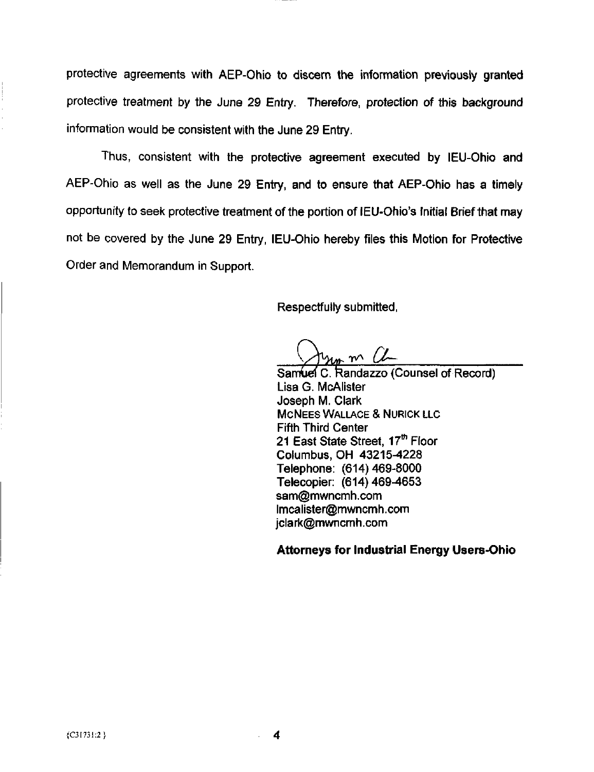protective agreements with AEP-Ohio to discern the information previously granted protective treatment by the June 29 Entry. Therefore, protection of this background information would be consistent with the June 29 Entry.

Thus, consistent with the protective agreement executed by IEU-Ohio and AEP-Ohio as well as the June 29 Entry, and to ensure that AEP-Ohio has a timely opportunity to seek protective treatment of the portion of IEU-Ohio's Initial Brief that may not be covered by the June 29 Entry, IEU-Ohio hereby files this Motion for Protective Order and Memorandum in Support.

Respectfully submitted,

Samuel C. Randazzo (Counsel of Record)
Lisa G. McAlister
Joseph M. Clark
McNees Wallace & Nurick LLC
Fifth Third Center
21 East State Street, 17th Floor
Columbus, OH 43215-4228
Telephone: (614) 469-8000
Telecopier: (614) 469-4653
sam@mwncmh.com
lmcalister@mwncmh.com
jclark@mwncmh.com

**Attorneys for Industrial Energy Users-Ohio**

{C31731:2}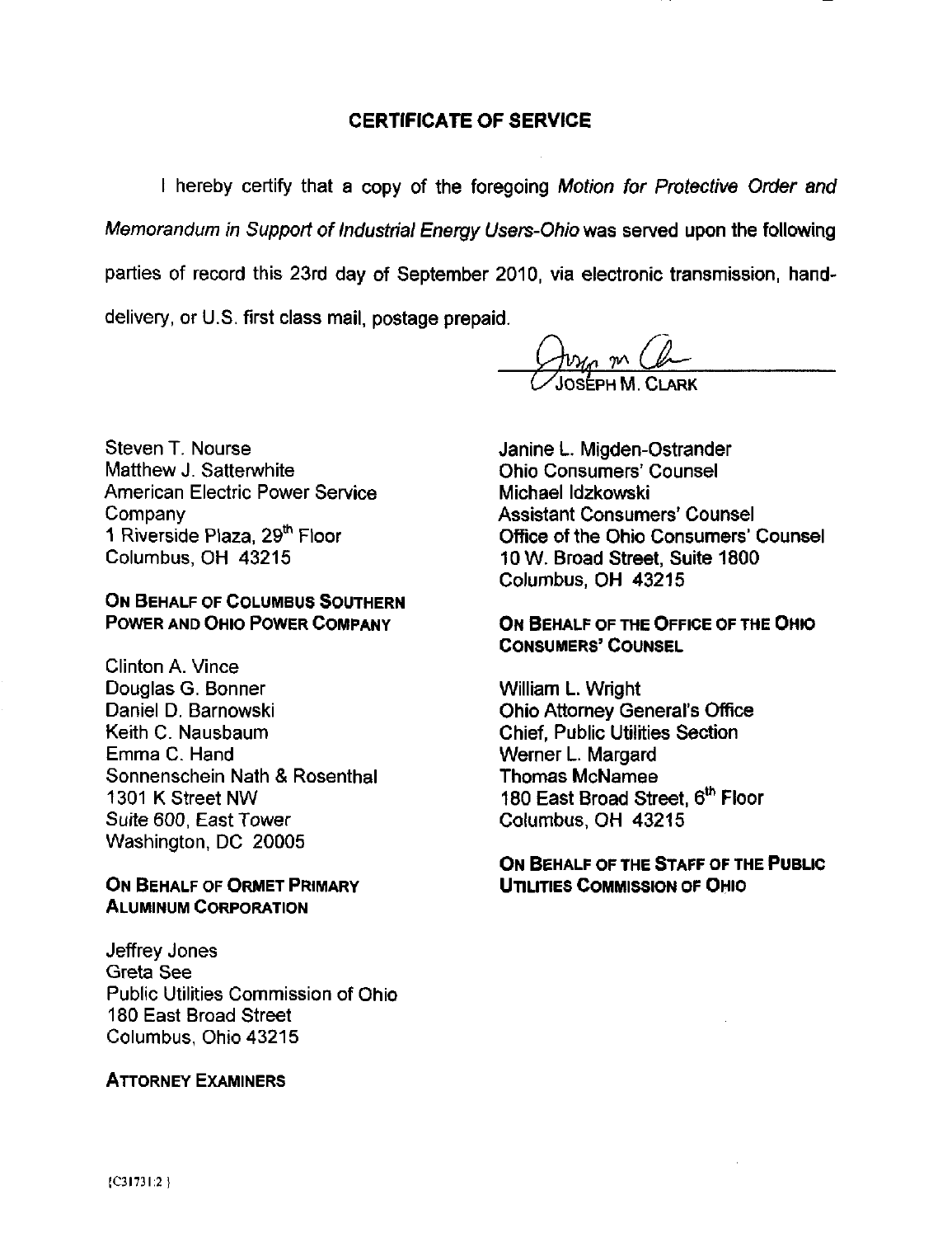## CERTIFICATE OF SERVICE

I hereby certify that a copy of the foregoing *Motion for Protective Order and Memorandum in Support of Industrial Energy Users-Ohio* was served upon the following parties of record this 23rd day of September 2010, via electronic transmission, hand-delivery, or U.S. first class mail, postage prepaid.

JOSEPH M. CLARK

Steven T. Nourse
Matthew J. Satterwhite
American Electric Power Service Company
1 Riverside Plaza, 29th Floor
Columbus, OH 43215

**ON BEHALF OF COLUMBUS SOUTHERN POWER AND OHIO POWER COMPANY**

Clinton A. Vince
Douglas G. Bonner
Daniel D. Barnowski
Keith C. Nausbaum
Emma C. Hand
Sonnenschein Nath & Rosenthal
1301 K Street NW
Suite 600, East Tower
Washington, DC 20005

**ON BEHALF OF ORMET PRIMARY ALUMINUM CORPORATION**

Jeffrey Jones
Greta See
Public Utilities Commission of Ohio
180 East Broad Street
Columbus, Ohio 43215

**ATTORNEY EXAMINERS**

Janine L. Migden-Ostrander
Ohio Consumers' Counsel
Michael Idzkowski
Assistant Consumers' Counsel
Office of the Ohio Consumers' Counsel
10 W. Broad Street, Suite 1800
Columbus, OH 43215

**ON BEHALF OF THE OFFICE OF THE OHIO CONSUMERS' COUNSEL**

William L. Wright
Ohio Attorney General's Office
Chief, Public Utilities Section
Werner L. Margard
Thomas McNamee
180 East Broad Street, 6th Floor
Columbus, OH 43215

**ON BEHALF OF THE STAFF OF THE PUBLIC UTILITIES COMMISSION OF OHIO**

{C31731:2}